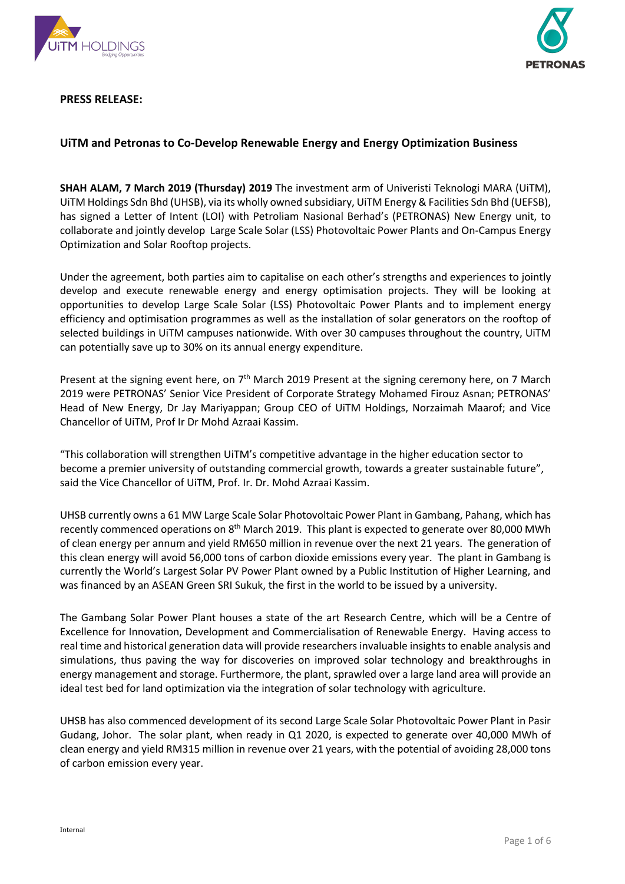**PRESS RELEASE:**

**UiTM and Petronas to Co-Develop Renewable Energy and Energy Optimization Business**

**SHAH ALAM, 7 March 2019 (Thursday) 2019** The investment arm of Univeristi Teknologi MARA (UiTM), UiTM Holdings Sdn Bhd (UHSB), via its wholly owned subsidiary, UiTM Energy & Facilities Sdn Bhd (UEFSB), has signed a Letter of Intent (LOI) with Petroliam Nasional Berhad's (PETRONAS) New Energy unit, to collaborate and jointly develop Large Scale Solar (LSS) Photovoltaic Power Plants and On-Campus Energy Optimization and Solar Rooftop projects.

Under the agreement, both parties aim to capitalise on each other's strengths and experiences to jointly develop and execute renewable energy and energy optimisation projects. They will be looking at opportunities to develop Large Scale Solar (LSS) Photovoltaic Power Plants and to implement energy efficiency and optimisation programmes as well as the installation of solar generators on the rooftop of selected buildings in UiTM campuses nationwide. With over 30 campuses throughout the country, UiTM can potentially save up to 30% on its annual energy expenditure.

Present at the signing event here, on 7th March 2019 Present at the signing ceremony here, on 7 March 2019 were PETRONAS' Senior Vice President of Corporate Strategy Mohamed Firouz Asnan; PETRONAS' Head of New Energy, Dr Jay Mariyappan; Group CEO of UiTM Holdings, Norzaimah Maarof; and Vice Chancellor of UiTM, Prof Ir Dr Mohd Azraai Kassim.

"This collaboration will strengthen UiTM's competitive advantage in the higher education sector to become a premier university of outstanding commercial growth, towards a greater sustainable future", said the Vice Chancellor of UiTM, Prof. Ir. Dr. Mohd Azraai Kassim.

UHSB currently owns a 61 MW Large Scale Solar Photovoltaic Power Plant in Gambang, Pahang, which has recently commenced operations on 8th March 2019. This plant is expected to generate over 80,000 MWh of clean energy per annum and yield RM650 million in revenue over the next 21 years. The generation of this clean energy will avoid 56,000 tons of carbon dioxide emissions every year. The plant in Gambang is currently the World's Largest Solar PV Power Plant owned by a Public Institution of Higher Learning, and was financed by an ASEAN Green SRI Sukuk, the first in the world to be issued by a university.

The Gambang Solar Power Plant houses a state of the art Research Centre, which will be a Centre of Excellence for Innovation, Development and Commercialisation of Renewable Energy. Having access to real time and historical generation data will provide researchers invaluable insights to enable analysis and simulations, thus paving the way for discoveries on improved solar technology and breakthroughs in energy management and storage. Furthermore, the plant, sprawled over a large land area will provide an ideal test bed for land optimization via the integration of solar technology with agriculture.

UHSB has also commenced development of its second Large Scale Solar Photovoltaic Power Plant in Pasir Gudang, Johor. The solar plant, when ready in Q1 2020, is expected to generate over 40,000 MWh of clean energy and yield RM315 million in revenue over 21 years, with the potential of avoiding 28,000 tons of carbon emission every year.

Internal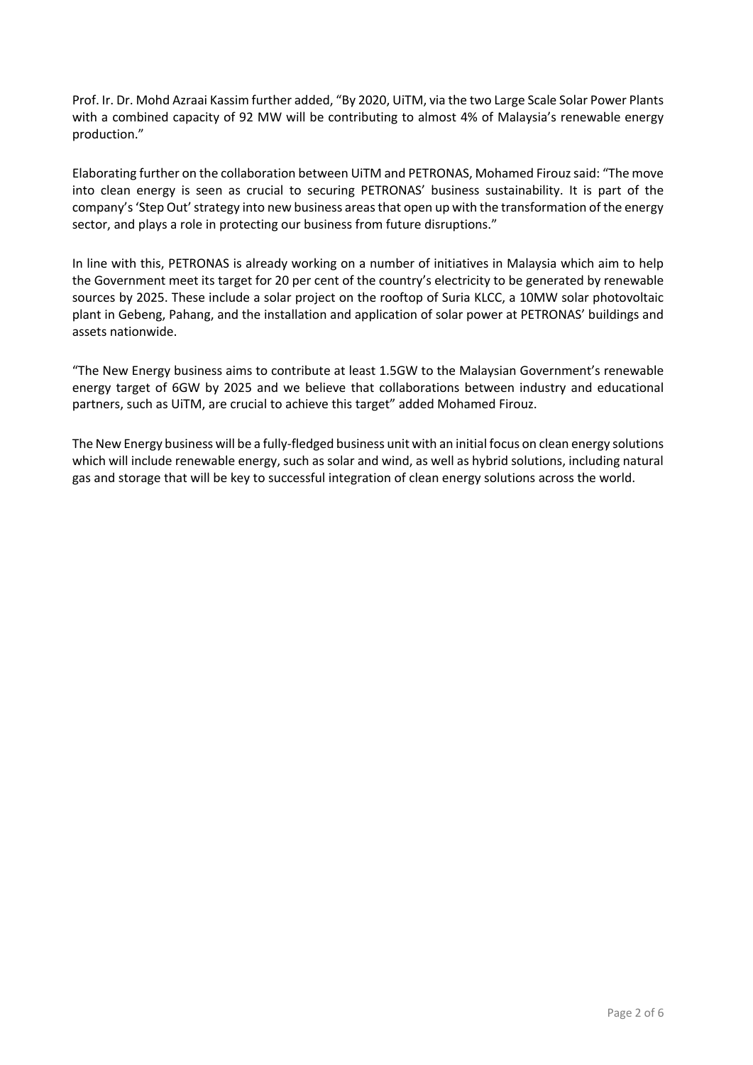Prof. Ir. Dr. Mohd Azraai Kassim further added, "By 2020, UiTM, via the two Large Scale Solar Power Plants with a combined capacity of 92 MW will be contributing to almost 4% of Malaysia's renewable energy production."

Elaborating further on the collaboration between UiTM and PETRONAS, Mohamed Firouz said: "The move into clean energy is seen as crucial to securing PETRONAS' business sustainability. It is part of the company's 'Step Out' strategy into new business areas that open up with the transformation of the energy sector, and plays a role in protecting our business from future disruptions."

In line with this, PETRONAS is already working on a number of initiatives in Malaysia which aim to help the Government meet its target for 20 per cent of the country's electricity to be generated by renewable sources by 2025. These include a solar project on the rooftop of Suria KLCC, a 10MW solar photovoltaic plant in Gebeng, Pahang, and the installation and application of solar power at PETRONAS' buildings and assets nationwide.

"The New Energy business aims to contribute at least 1.5GW to the Malaysian Government's renewable energy target of 6GW by 2025 and we believe that collaborations between industry and educational partners, such as UiTM, are crucial to achieve this target" added Mohamed Firouz.

The New Energy business will be a fully-fledged business unit with an initial focus on clean energy solutions which will include renewable energy, such as solar and wind, as well as hybrid solutions, including natural gas and storage that will be key to successful integration of clean energy solutions across the world.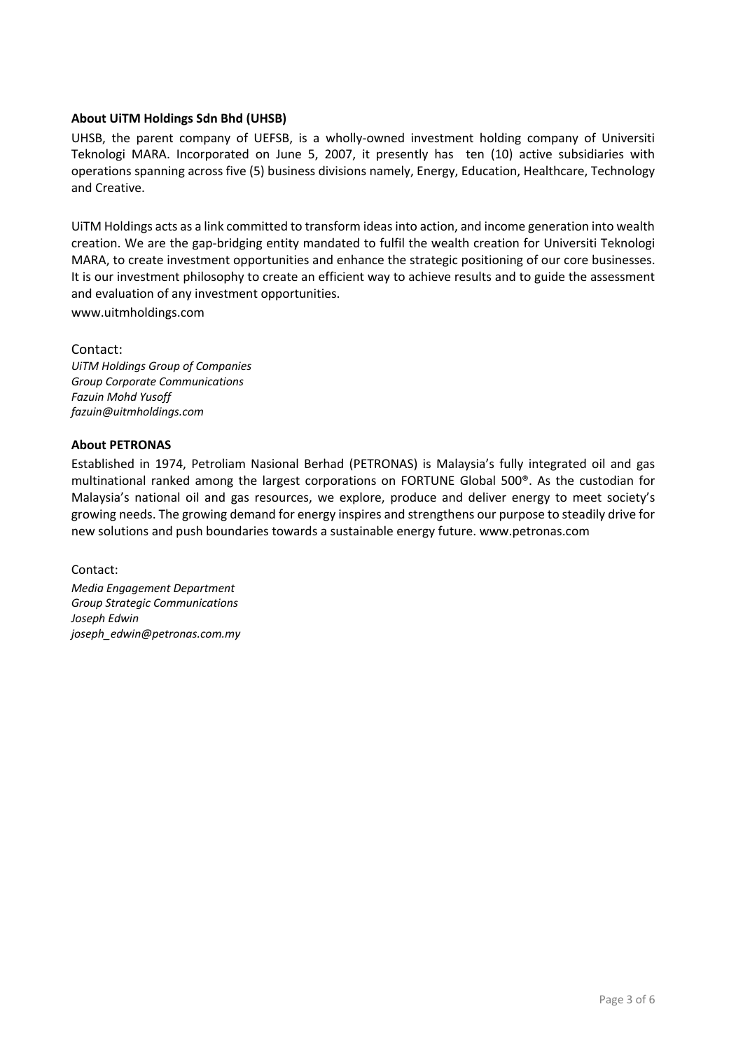**About UiTM Holdings Sdn Bhd (UHSB)**

UHSB, the parent company of UEFSB, is a wholly-owned investment holding company of Universiti Teknologi MARA. Incorporated on June 5, 2007, it presently has ten (10) active subsidiaries with operations spanning across five (5) business divisions namely, Energy, Education, Healthcare, Technology and Creative.

UiTM Holdings acts as a link committed to transform ideas into action, and income generation into wealth creation. We are the gap-bridging entity mandated to fulfil the wealth creation for Universiti Teknologi MARA, to create investment opportunities and enhance the strategic positioning of our core businesses. It is our investment philosophy to create an efficient way to achieve results and to guide the assessment and evaluation of any investment opportunities.

www.uitmholdings.com

Contact:

*UiTM Holdings Group of Companies*
*Group Corporate Communications*
*Fazuin Mohd Yusoff*
*fazuin@uitmholdings.com*

**About PETRONAS**

Established in 1974, Petroliam Nasional Berhad (PETRONAS) is Malaysia's fully integrated oil and gas multinational ranked among the largest corporations on FORTUNE Global 500®. As the custodian for Malaysia's national oil and gas resources, we explore, produce and deliver energy to meet society's growing needs. The growing demand for energy inspires and strengthens our purpose to steadily drive for new solutions and push boundaries towards a sustainable energy future. www.petronas.com

Contact:

*Media Engagement Department*
*Group Strategic Communications*
*Joseph Edwin*
*joseph_edwin@petronas.com.my*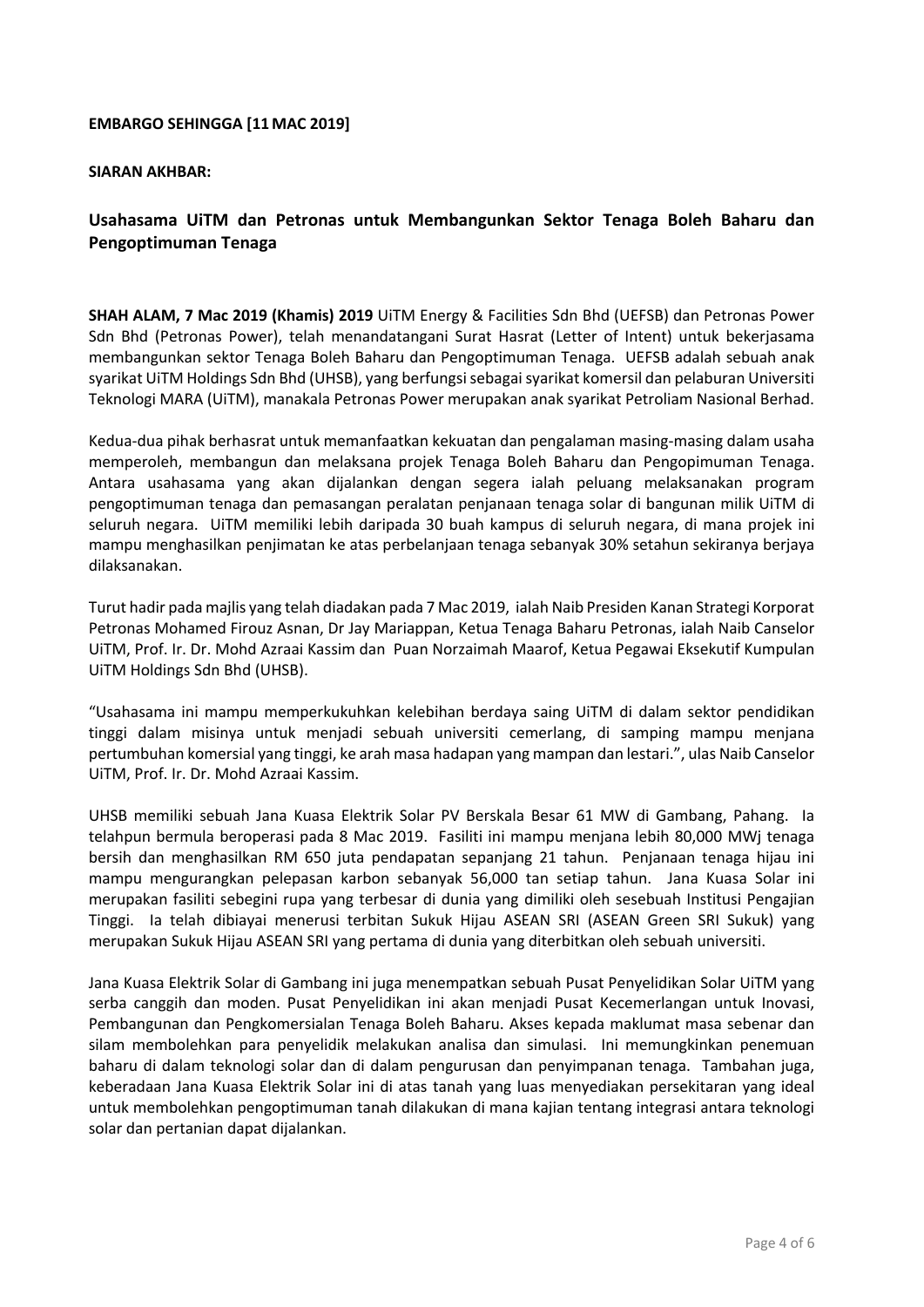**EMBARGO SEHINGGA [11 MAC 2019]**

**SIARAN AKHBAR:**

## Usahasama UiTM dan Petronas untuk Membangunkan Sektor Tenaga Boleh Baharu dan Pengoptimuman Tenaga

**SHAH ALAM, 7 Mac 2019 (Khamis) 2019** UiTM Energy & Facilities Sdn Bhd (UEFSB) dan Petronas Power Sdn Bhd (Petronas Power), telah menandatangani Surat Hasrat (Letter of Intent) untuk bekerjasama membangunkan sektor Tenaga Boleh Baharu dan Pengoptimuman Tenaga. UEFSB adalah sebuah anak syarikat UiTM Holdings Sdn Bhd (UHSB), yang berfungsi sebagai syarikat komersil dan pelaburan Universiti Teknologi MARA (UiTM), manakala Petronas Power merupakan anak syarikat Petroliam Nasional Berhad.

Kedua-dua pihak berhasrat untuk memanfaatkan kekuatan dan pengalaman masing-masing dalam usaha memperoleh, membangun dan melaksana projek Tenaga Boleh Baharu dan Pengopimuman Tenaga. Antara usahasama yang akan dijalankan dengan segera ialah peluang melaksanakan program pengoptimuman tenaga dan pemasangan peralatan penjanaan tenaga solar di bangunan milik UiTM di seluruh negara. UiTM memiliki lebih daripada 30 buah kampus di seluruh negara, di mana projek ini mampu menghasilkan penjimatan ke atas perbelanjaan tenaga sebanyak 30% setahun sekiranya berjaya dilaksanakan.

Turut hadir pada majlis yang telah diadakan pada 7 Mac 2019, ialah Naib Presiden Kanan Strategi Korporat Petronas Mohamed Firouz Asnan, Dr Jay Mariappan, Ketua Tenaga Baharu Petronas, ialah Naib Canselor UiTM, Prof. Ir. Dr. Mohd Azraai Kassim dan Puan Norzaimah Maarof, Ketua Pegawai Eksekutif Kumpulan UiTM Holdings Sdn Bhd (UHSB).

"Usahasama ini mampu memperkukuhkan kelebihan berdaya saing UiTM di dalam sektor pendidikan tinggi dalam misinya untuk menjadi sebuah universiti cemerlang, di samping mampu menjana pertumbuhan komersial yang tinggi, ke arah masa hadapan yang mampan dan lestari.", ulas Naib Canselor UiTM, Prof. Ir. Dr. Mohd Azraai Kassim.

UHSB memiliki sebuah Jana Kuasa Elektrik Solar PV Berskala Besar 61 MW di Gambang, Pahang. Ia telahpun bermula beroperasi pada 8 Mac 2019. Fasiliti ini mampu menjana lebih 80,000 MWj tenaga bersih dan menghasilkan RM 650 juta pendapatan sepanjang 21 tahun. Penjanaan tenaga hijau ini mampu mengurangkan pelepasan karbon sebanyak 56,000 tan setiap tahun. Jana Kuasa Solar ini merupakan fasiliti sebegini rupa yang terbesar di dunia yang dimiliki oleh sesebuah Institusi Pengajian Tinggi. Ia telah dibiayai menerusi terbitan Sukuk Hijau ASEAN SRI (ASEAN Green SRI Sukuk) yang merupakan Sukuk Hijau ASEAN SRI yang pertama di dunia yang diterbitkan oleh sebuah universiti.

Jana Kuasa Elektrik Solar di Gambang ini juga menempatkan sebuah Pusat Penyelidikan Solar UiTM yang serba canggih dan moden. Pusat Penyelidikan ini akan menjadi Pusat Kecemerlangan untuk Inovasi, Pembangunan dan Pengkomersialan Tenaga Boleh Baharu. Akses kepada maklumat masa sebenar dan silam membolehkan para penyelidik melakukan analisa dan simulasi. Ini memungkinkan penemuan baharu di dalam teknologi solar dan di dalam pengurusan dan penyimpanan tenaga. Tambahan juga, keberadaan Jana Kuasa Elektrik Solar ini di atas tanah yang luas menyediakan persekitaran yang ideal untuk membolehkan pengoptimuman tanah dilakukan di mana kajian tentang integrasi antara teknologi solar dan pertanian dapat dijalankan.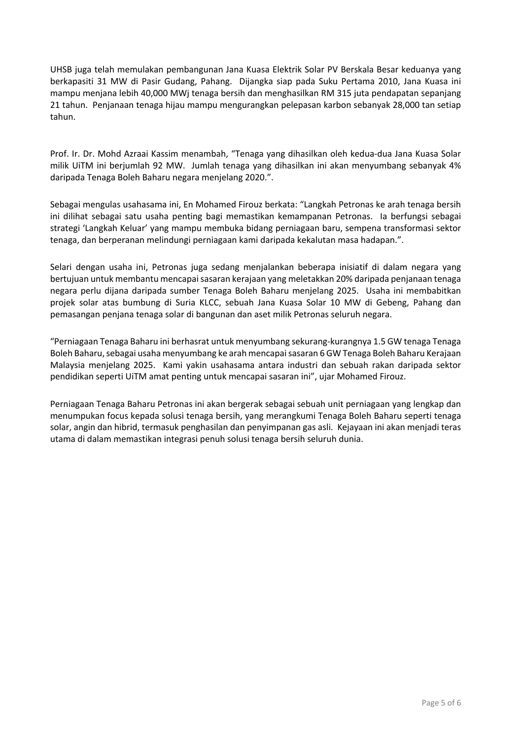UHSB juga telah memulakan pembangunan Jana Kuasa Elektrik Solar PV Berskala Besar keduanya yang berkapasiti 31 MW di Pasir Gudang, Pahang. Dijangka siap pada Suku Pertama 2010, Jana Kuasa ini mampu menjana lebih 40,000 MWj tenaga bersih dan menghasilkan RM 315 juta pendapatan sepanjang 21 tahun. Penjanaan tenaga hijau mampu mengurangkan pelepasan karbon sebanyak 28,000 tan setiap tahun.

Prof. Ir. Dr. Mohd Azraai Kassim menambah, "Tenaga yang dihasilkan oleh kedua-dua Jana Kuasa Solar milik UiTM ini berjumlah 92 MW. Jumlah tenaga yang dihasilkan ini akan menyumbang sebanyak 4% daripada Tenaga Boleh Baharu negara menjelang 2020.".

Sebagai mengulas usahasama ini, En Mohamed Firouz berkata: "Langkah Petronas ke arah tenaga bersih ini dilihat sebagai satu usaha penting bagi memastikan kemampanan Petronas. Ia berfungsi sebagai strategi 'Langkah Keluar' yang mampu membuka bidang perniagaan baru, sempena transformasi sektor tenaga, dan berperanan melindungi perniagaan kami daripada kekalutan masa hadapan.".

Selari dengan usaha ini, Petronas juga sedang menjalankan beberapa inisiatif di dalam negara yang bertujuan untuk membantu mencapai sasaran kerajaan yang meletakkan 20% daripada penjanaan tenaga negara perlu dijana daripada sumber Tenaga Boleh Baharu menjelang 2025. Usaha ini membabitkan projek solar atas bumbung di Suria KLCC, sebuah Jana Kuasa Solar 10 MW di Gebeng, Pahang dan pemasangan penjana tenaga solar di bangunan dan aset milik Petronas seluruh negara.

"Perniagaan Tenaga Baharu ini berhasrat untuk menyumbang sekurang-kurangnya 1.5 GW tenaga Tenaga Boleh Baharu, sebagai usaha menyumbang ke arah mencapai sasaran 6 GW Tenaga Boleh Baharu Kerajaan Malaysia menjelang 2025. Kami yakin usahasama antara industri dan sebuah rakan daripada sektor pendidikan seperti UiTM amat penting untuk mencapai sasaran ini", ujar Mohamed Firouz.

Perniagaan Tenaga Baharu Petronas ini akan bergerak sebagai sebuah unit perniagaan yang lengkap dan menumpukan focus kepada solusi tenaga bersih, yang merangkumi Tenaga Boleh Baharu seperti tenaga solar, angin dan hibrid, termasuk penghasilan dan penyimpanan gas asli. Kejayaan ini akan menjadi teras utama di dalam memastikan integrasi penuh solusi tenaga bersih seluruh dunia.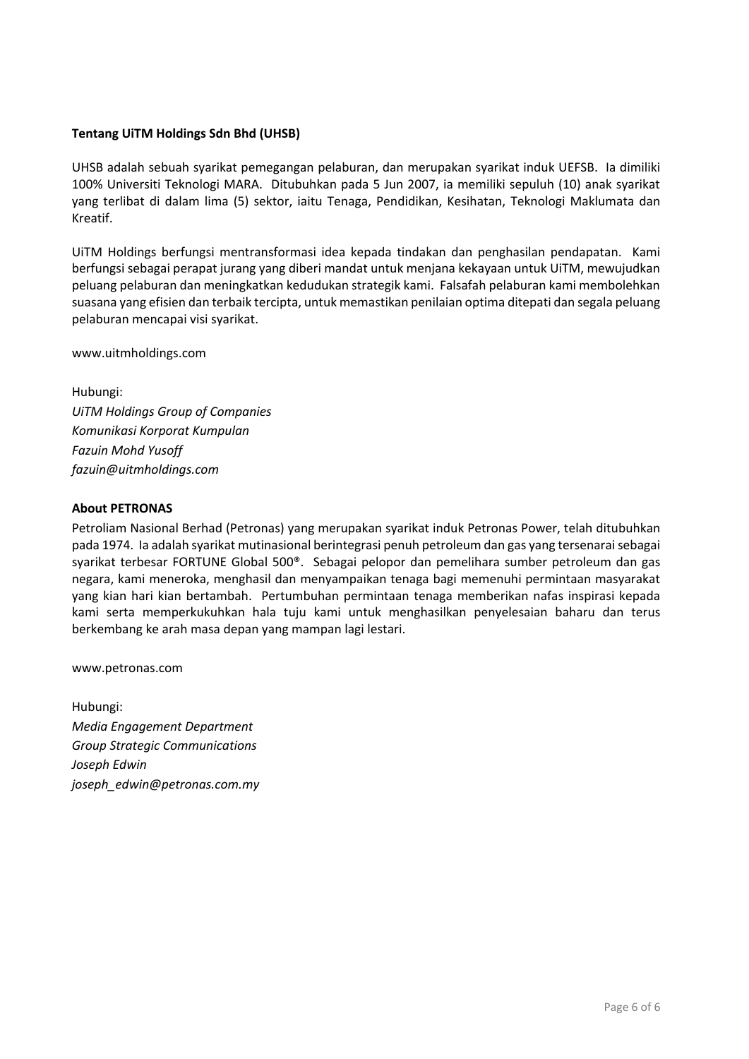**Tentang UiTM Holdings Sdn Bhd (UHSB)**

UHSB adalah sebuah syarikat pemegangan pelaburan, dan merupakan syarikat induk UEFSB. Ia dimiliki 100% Universiti Teknologi MARA. Ditubuhkan pada 5 Jun 2007, ia memiliki sepuluh (10) anak syarikat yang terlibat di dalam lima (5) sektor, iaitu Tenaga, Pendidikan, Kesihatan, Teknologi Maklumata dan Kreatif.

UiTM Holdings berfungsi mentransformasi idea kepada tindakan dan penghasilan pendapatan. Kami berfungsi sebagai perapat jurang yang diberi mandat untuk menjana kekayaan untuk UiTM, mewujudkan peluang pelaburan dan meningkatkan kedudukan strategik kami. Falsafah pelaburan kami membolehkan suasana yang efisien dan terbaik tercipta, untuk memastikan penilaian optima ditepati dan segala peluang pelaburan mencapai visi syarikat.

www.uitmholdings.com

Hubungi:
*UiTM Holdings Group of Companies*
*Komunikasi Korporat Kumpulan*
*Fazuin Mohd Yusoff*
*fazuin@uitmholdings.com*

**About PETRONAS**

Petroliam Nasional Berhad (Petronas) yang merupakan syarikat induk Petronas Power, telah ditubuhkan pada 1974. Ia adalah syarikat mutinasional berintegrasi penuh petroleum dan gas yang tersenarai sebagai syarikat terbesar FORTUNE Global 500®. Sebagai pelopor dan pemelihara sumber petroleum dan gas negara, kami meneroka, menghasil dan menyampaikan tenaga bagi memenuhi permintaan masyarakat yang kian hari kian bertambah. Pertumbuhan permintaan tenaga memberikan nafas inspirasi kepada kami serta memperkukuhkan hala tuju kami untuk menghasilkan penyelesaian baharu dan terus berkembang ke arah masa depan yang mampan lagi lestari.

www.petronas.com

Hubungi:
*Media Engagement Department*
*Group Strategic Communications*
*Joseph Edwin*
*joseph_edwin@petronas.com.my*